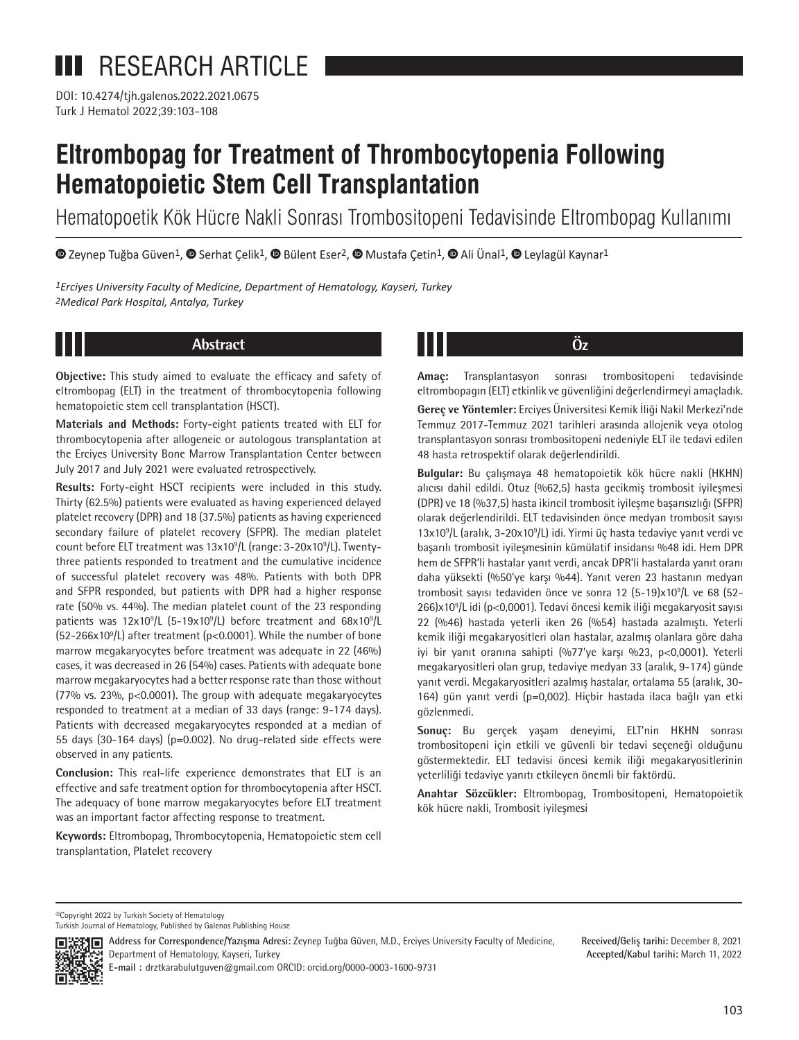RESEARCH ARTICLE

DOI: 10.4274/tjh.galenos.2022.2021.0675

# Eltrombopag for Treatment of Thrombocytopenia Following Hematopoietic Stem Cell Transplantation

## Hematopoetik Kök Hücre Nakli Sonrası Trombositopeni Tedavisinde Eltrombopag Kullanımı

Zeynep Tuğba Güven[1], Serhat Çelik[1], Bülent Eser[2], Mustafa Çetin[1], Ali Ünal[1], Leylagül Kaynar[1]

*[1]Erciyes University Faculty of Medicine, Department of Hematology, Kayseri, Turkey*
*[2]Medical Park Hospital, Antalya, Turkey*

## Abstract

**Objective:** This study aimed to evaluate the efficacy and safety of eltrombopag (ELT) in the treatment of thrombocytopenia following hematopoietic stem cell transplantation (HSCT).

**Materials and Methods:** Forty-eight patients treated with ELT for thrombocytopenia after allogeneic or autologous transplantation at the Erciyes University Bone Marrow Transplantation Center between July 2017 and July 2021 were evaluated retrospectively.

**Results:** Forty-eight HSCT recipients were included in this study. Thirty (62.5%) patients were evaluated as having experienced delayed platelet recovery (DPR) and 18 (37.5%) patients as having experienced secondary failure of platelet recovery (SFPR). The median platelet count before ELT treatment was $13x10^9$/L (range: $3\text{-}20x10^9$/L). Twenty-three patients responded to treatment and the cumulative incidence of successful platelet recovery was 48%. Patients with both DPR and SFPR responded, but patients with DPR had a higher response rate (50% vs. 44%). The median platelet count of the 23 responding patients was $12x10^9$/L ($5\text{-}19x10^9$/L) before treatment and $68x10^9$/L ($52\text{-}266x10^9$/L) after treatment ($p<0.0001$). While the number of bone marrow megakaryocytes before treatment was adequate in 22 (46%) cases, it was decreased in 26 (54%) cases. Patients with adequate bone marrow megakaryocytes had a better response rate than those without (77% vs. 23%, $p<0.0001$). The group with adequate megakaryocytes responded to treatment at a median of 33 days (range: 9-174 days). Patients with decreased megakaryocytes responded at a median of 55 days (30-164 days) ($p=0.002$). No drug-related side effects were observed in any patients.

**Conclusion:** This real-life experience demonstrates that ELT is an effective and safe treatment option for thrombocytopenia after HSCT. The adequacy of bone marrow megakaryocytes before ELT treatment was an important factor affecting response to treatment.

**Keywords:** Eltrombopag, Thrombocytopenia, Hematopoietic stem cell transplantation, Platelet recovery

## Öz

**Amaç:** Transplantasyon sonrası trombositopeni tedavisinde eltrombopagın (ELT) etkinlik ve güvenliğini değerlendirmeyi amaçladık.

**Gereç ve Yöntemler:** Erciyes Üniversitesi Kemik İliği Nakil Merkezi'nde Temmuz 2017-Temmuz 2021 tarihleri arasında allojenik veya otolog transplantasyon sonrası trombositopeni nedeniyle ELT ile tedavi edilen 48 hasta retrospektif olarak değerlendirildi.

**Bulgular:** Bu çalışmaya 48 hematopoietik kök hücre nakli (HKHN) alıcısı dahil edildi. Otuz (%62,5) hasta gecikmiş trombosit iyileşmesi (DPR) ve 18 (%37,5) hasta ikincil trombosit iyileşme başarısızlığı (SFPR) olarak değerlendirildi. ELT tedavisinden önce medyan trombosit sayısı $13x10^9$/L (aralık, $3\text{-}20x10^9$/L) idi. Yirmi üç hasta tedaviye yanıt verdi ve başarılı trombosit iyileşmesinin kümülatif insidansı %48 idi. Hem DPR hem de SFPR'li hastalar yanıt verdi, ancak DPR'li hastalarda yanıt oranı daha yüksekti (%50'ye karşı %44). Yanıt veren 23 hastanın medyan trombosit sayısı tedaviden önce ve sonra 12 ($5\text{-}19)x10^9$/L ve 68 ($52\text{-}266)x10^9$/L idi ($p<0,0001$). Tedavi öncesi kemik iliği megakaryosit sayısı 22 (%46) hastada yeterli iken 26 (%54) hastada azalmıştı. Yeterli kemik iliği megakaryositleri olan hastalar, azalmış olanlara göre daha iyi bir yanıt oranına sahipti (%77'ye karşı %23, $p<0,0001$). Yeterli megakaryositleri olan grup, tedaviye medyan 33 (aralık, 9-174) günde yanıt verdi. Megakaryositleri azalmış hastalar, ortalama 55 (aralık, 30-164) gün yanıt verdi ($p=0,002$). Hiçbir hastada ilaca bağlı yan etki gözlenmedi.

**Sonuç:** Bu gerçek yaşam deneyimi, ELT'nin HKHN sonrası trombositopeni için etkili ve güvenli bir tedavi seçeneği olduğunu göstermektedir. ELT tedavisi öncesi kemik iliği megakaryositlerinin yeterliliği tedaviye yanıtı etkileyen önemli bir faktördü.

**Anahtar Sözcükler:** Eltrombopag, Trombositopeni, Hematopoietik kök hücre nakli, Trombosit iyileşmesi

©Copyright 2022 by Turkish Society of Hematology
Turkish Journal of Hematology, Published by Galenos Publishing House

**Address for Correspondence/Yazışma Adresi:** Zeynep Tuğba Güven, M.D., Erciyes University Faculty of Medicine, Department of Hematology, Kayseri, Turkey
**E-mail :** drztkarabulutguven@gmail.com ORCID: orcid.org/0000-0003-1600-9731

**Received/Geliş tarihi:** December 8, 2021
**Accepted/Kabul tarihi:** March 11, 2022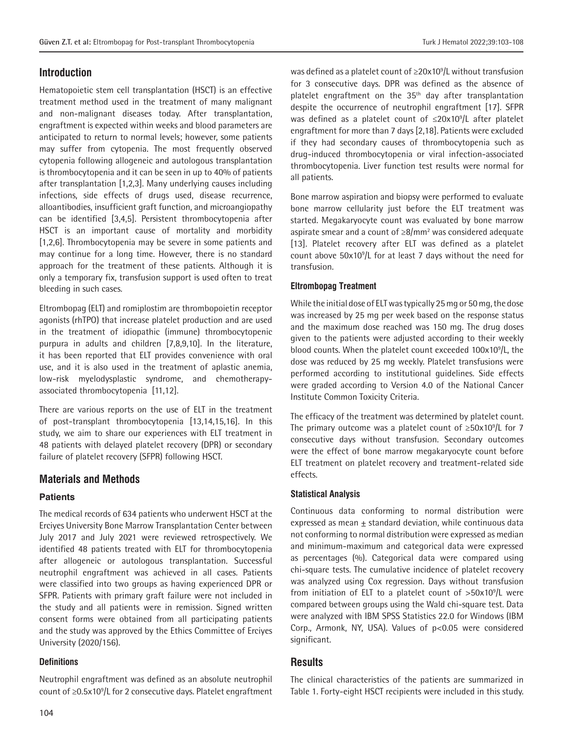## Introduction

Hematopoietic stem cell transplantation (HSCT) is an effective treatment method used in the treatment of many malignant and non-malignant diseases today. After transplantation, engraftment is expected within weeks and blood parameters are anticipated to return to normal levels; however, some patients may suffer from cytopenia. The most frequently observed cytopenia following allogeneic and autologous transplantation is thrombocytopenia and it can be seen in up to 40% of patients after transplantation [1,2,3]. Many underlying causes including infections, side effects of drugs used, disease recurrence, alloantibodies, insufficient graft function, and microangiopathy can be identified [3,4,5]. Persistent thrombocytopenia after HSCT is an important cause of mortality and morbidity [1,2,6]. Thrombocytopenia may be severe in some patients and may continue for a long time. However, there is no standard approach for the treatment of these patients. Although it is only a temporary fix, transfusion support is used often to treat bleeding in such cases.

Eltrombopag (ELT) and romiplostim are thrombopoietin receptor agonists (rhTPO) that increase platelet production and are used in the treatment of idiopathic (immune) thrombocytopenic purpura in adults and children [7,8,9,10]. In the literature, it has been reported that ELT provides convenience with oral use, and it is also used in the treatment of aplastic anemia, low-risk myelodysplastic syndrome, and chemotherapy-associated thrombocytopenia [11,12].

There are various reports on the use of ELT in the treatment of post-transplant thrombocytopenia [13,14,15,16]. In this study, we aim to share our experiences with ELT treatment in 48 patients with delayed platelet recovery (DPR) or secondary failure of platelet recovery (SFPR) following HSCT.

## Materials and Methods

### Patients

The medical records of 634 patients who underwent HSCT at the Erciyes University Bone Marrow Transplantation Center between July 2017 and July 2021 were reviewed retrospectively. We identified 48 patients treated with ELT for thrombocytopenia after allogeneic or autologous transplantation. Successful neutrophil engraftment was achieved in all cases. Patients were classified into two groups as having experienced DPR or SFPR. Patients with primary graft failure were not included in the study and all patients were in remission. Signed written consent forms were obtained from all participating patients and the study was approved by the Ethics Committee of Erciyes University (2020/156).

### Definitions

Neutrophil engraftment was defined as an absolute neutrophil count of $\geq$0.5x10$^9$/L for 2 consecutive days. Platelet engraftment was defined as a platelet count of $\geq$20x10$^9$/L without transfusion for 3 consecutive days. DPR was defined as the absence of platelet engraftment on the 35$^{th}$ day after transplantation despite the occurrence of neutrophil engraftment [17]. SFPR was defined as a platelet count of $\leq$20x10$^9$/L after platelet engraftment for more than 7 days [2,18]. Patients were excluded if they had secondary causes of thrombocytopenia such as drug-induced thrombocytopenia or viral infection-associated thrombocytopenia. Liver function test results were normal for all patients.

Bone marrow aspiration and biopsy were performed to evaluate bone marrow cellularity just before the ELT treatment was started. Megakaryocyte count was evaluated by bone marrow aspirate smear and a count of $\geq$8/mm$^2$ was considered adequate [13]. Platelet recovery after ELT was defined as a platelet count above 50x10$^9$/L for at least 7 days without the need for transfusion.

### Eltrombopag Treatment

While the initial dose of ELT was typically 25 mg or 50 mg, the dose was increased by 25 mg per week based on the response status and the maximum dose reached was 150 mg. The drug doses given to the patients were adjusted according to their weekly blood counts. When the platelet count exceeded 100x10$^9$/L, the dose was reduced by 25 mg weekly. Platelet transfusions were performed according to institutional guidelines. Side effects were graded according to Version 4.0 of the National Cancer Institute Common Toxicity Criteria.

The efficacy of the treatment was determined by platelet count. The primary outcome was a platelet count of $\geq$50x10$^9$/L for 7 consecutive days without transfusion. Secondary outcomes were the effect of bone marrow megakaryocyte count before ELT treatment on platelet recovery and treatment-related side effects.

### Statistical Analysis

Continuous data conforming to normal distribution were expressed as mean $\pm$ standard deviation, while continuous data not conforming to normal distribution were expressed as median and minimum-maximum and categorical data were expressed as percentages (%). Categorical data were compared using chi-square tests. The cumulative incidence of platelet recovery was analyzed using Cox regression. Days without transfusion from initiation of ELT to a platelet count of >50x10$^9$/L were compared between groups using the Wald chi-square test. Data were analyzed with IBM SPSS Statistics 22.0 for Windows (IBM Corp., Armonk, NY, USA). Values of $p<0.05$ were considered significant.

## Results

The clinical characteristics of the patients are summarized in Table 1. Forty-eight HSCT recipients were included in this study.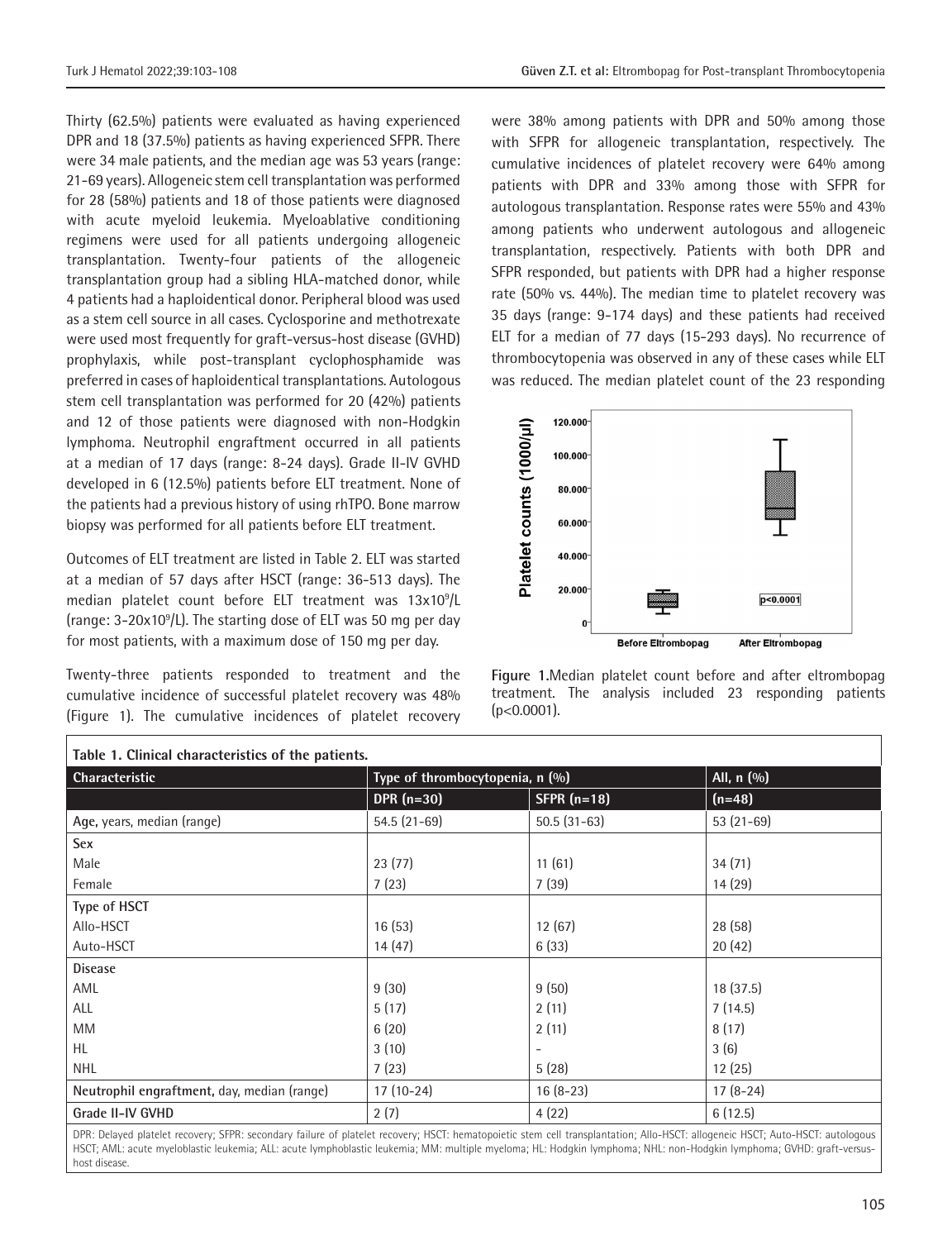Thirty (62.5%) patients were evaluated as having experienced DPR and 18 (37.5%) patients as having experienced SFPR. There were 34 male patients, and the median age was 53 years (range: 21-69 years). Allogeneic stem cell transplantation was performed for 28 (58%) patients and 18 of those patients were diagnosed with acute myeloid leukemia. Myeloablative conditioning regimens were used for all patients undergoing allogeneic transplantation. Twenty-four patients of the allogeneic transplantation group had a sibling HLA-matched donor, while 4 patients had a haploidentical donor. Peripheral blood was used as a stem cell source in all cases. Cyclosporine and methotrexate were used most frequently for graft-versus-host disease (GVHD) prophylaxis, while post-transplant cyclophosphamide was preferred in cases of haploidentical transplantations. Autologous stem cell transplantation was performed for 20 (42%) patients and 12 of those patients were diagnosed with non-Hodgkin lymphoma. Neutrophil engraftment occurred in all patients at a median of 17 days (range: 8-24 days). Grade II-IV GVHD developed in 6 (12.5%) patients before ELT treatment. None of the patients had a previous history of using rhTPO. Bone marrow biopsy was performed for all patients before ELT treatment.

Outcomes of ELT treatment are listed in Table 2. ELT was started at a median of 57 days after HSCT (range: 36-513 days). The median platelet count before ELT treatment was $13 \times 10^9$/L (range: $3\text{-}20 \times 10^9$/L). The starting dose of ELT was 50 mg per day for most patients, with a maximum dose of 150 mg per day.

Twenty-three patients responded to treatment and the cumulative incidence of successful platelet recovery was 48% (Figure 1). The cumulative incidences of platelet recovery were 38% among patients with DPR and 50% among those with SFPR for allogeneic transplantation, respectively. The cumulative incidences of platelet recovery were 64% among patients with DPR and 33% among those with SFPR for autologous transplantation. Response rates were 55% and 43% among patients who underwent autologous and allogeneic transplantation, respectively. Patients with both DPR and SFPR responded, but patients with DPR had a higher response rate (50% vs. 44%). The median time to platelet recovery was 35 days (range: 9-174 days) and these patients had received ELT for a median of 77 days (15-293 days). No recurrence of thrombocytopenia was observed in any of these cases while ELT was reduced. The median platelet count of the 23 responding

**Figure 1.** Median platelet count before and after eltrombopag treatment. The analysis included 23 responding patients ($p<0.0001$).

**Table 1. Clinical characteristics of the patients.**

| Characteristic | Type of thrombocytopenia, n (%) | | All, n (%) |
|---|---|---|---|
| | DPR (n=30) | SFPR (n=18) | (n=48) |
| Age, years, median (range) | 54.5 (21-69) | 50.5 (31-63) | 53 (21-69) |
| **Sex** | | | |
| Male | 23 (77) | 11 (61) | 34 (71) |
| Female | 7 (23) | 7 (39) | 14 (29) |
| **Type of HSCT** | | | |
| Allo-HSCT | 16 (53) | 12 (67) | 28 (58) |
| Auto-HSCT | 14 (47) | 6 (33) | 20 (42) |
| **Disease** | | | |
| AML | 9 (30) | 9 (50) | 18 (37.5) |
| ALL | 5 (17) | 2 (11) | 7 (14.5) |
| MM | 6 (20) | 2 (11) | 8 (17) |
| HL | 3 (10) | - | 3 (6) |
| NHL | 7 (23) | 5 (28) | 12 (25) |
| Neutrophil engraftment, day, median (range) | 17 (10-24) | 16 (8-23) | 17 (8-24) |
| Grade II-IV GVHD | 2 (7) | 4 (22) | 6 (12.5) |

DPR: Delayed platelet recovery; SFPR: secondary failure of platelet recovery; HSCT: hematopoietic stem cell transplantation; Allo-HSCT: allogeneic HSCT; Auto-HSCT: autologous HSCT; AML: acute myeloblastic leukemia; ALL: acute lymphoblastic leukemia; MM: multiple myeloma; HL: Hodgkin lymphoma; NHL: non-Hodgkin lymphoma; GVHD: graft-versus-host disease.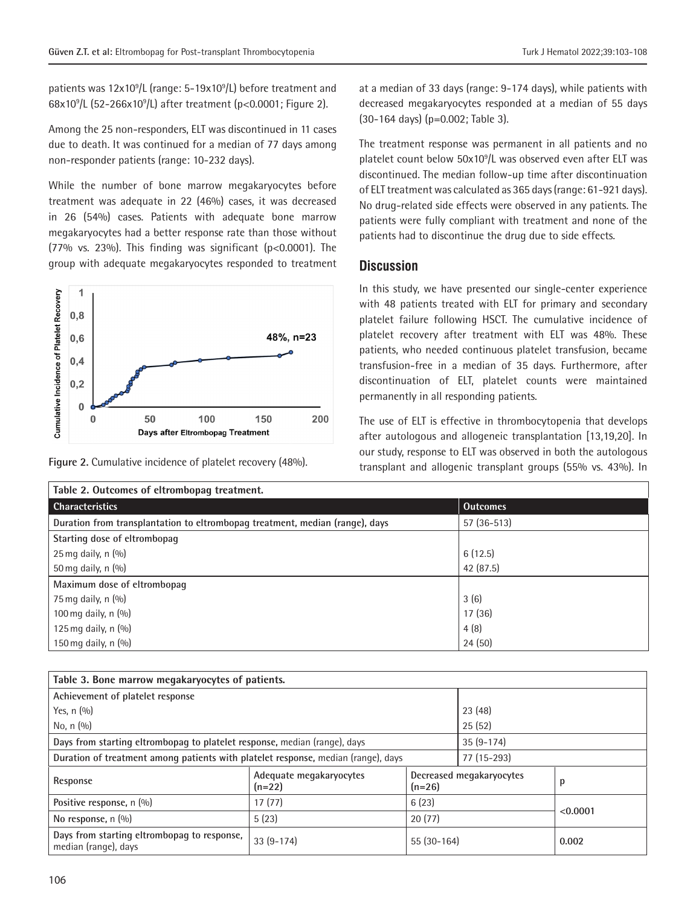patients was 12x10$^9$/L (range: 5-19x10$^9$/L) before treatment and 68x10$^9$/L (52-266x10$^9$/L) after treatment (p<0.0001; Figure 2).

Among the 25 non-responders, ELT was discontinued in 11 cases due to death. It was continued for a median of 77 days among non-responder patients (range: 10-232 days).

While the number of bone marrow megakaryocytes before treatment was adequate in 22 (46%) cases, it was decreased in 26 (54%) cases. Patients with adequate bone marrow megakaryocytes had a better response rate than those without (77% vs. 23%). This finding was significant (p<0.0001). The group with adequate megakaryocytes responded to treatment at a median of 33 days (range: 9-174 days), while patients with decreased megakaryocytes responded at a median of 55 days (30-164 days) (p=0.002; Table 3).

Figure 2. Cumulative incidence of platelet recovery (48%).

The treatment response was permanent in all patients and no platelet count below 50x10$^9$/L was observed even after ELT was discontinued. The median follow-up time after discontinuation of ELT treatment was calculated as 365 days (range: 61-921 days). No drug-related side effects were observed in any patients. The patients were fully compliant with treatment and none of the patients had to discontinue the drug due to side effects.

## Discussion

In this study, we have presented our single-center experience with 48 patients treated with ELT for primary and secondary platelet failure following HSCT. The cumulative incidence of platelet recovery after treatment with ELT was 48%. These patients, who needed continuous platelet transfusion, became transfusion-free in a median of 35 days. Furthermore, after discontinuation of ELT, platelet counts were maintained permanently in all responding patients.

The use of ELT is effective in thrombocytopenia that develops after autologous and allogeneic transplantation [13,19,20]. In our study, response to ELT was observed in both the autologous transplant and allogenic transplant groups (55% vs. 43%). In

**Table 2. Outcomes of eltrombopag treatment.**

| Characteristics | Outcomes |
|---|---|
| Duration from transplantation to eltrombopag treatment, median (range), days | 57 (36-513) |
| Starting dose of eltrombopag | |
| 25 mg daily, n (%) | 6 (12.5) |
| 50 mg daily, n (%) | 42 (87.5) |
| Maximum dose of eltrombopag | |
| 75 mg daily, n (%) | 3 (6) |
| 100 mg daily, n (%) | 17 (36) |
| 125 mg daily, n (%) | 4 (8) |
| 150 mg daily, n (%) | 24 (50) |

**Table 3. Bone marrow megakaryocytes of patients.**

| Achievement of platelet response | | | |
|---|---|---|---|
| Yes, n (%) | 23 (48) | | |
| No, n (%) | 25 (52) | | |
| Days from starting eltrombopag to platelet response, median (range), days | 35 (9-174) | | |
| Duration of treatment among patients with platelet response, median (range), days | 77 (15-293) | | |
| Response | Adequate megakaryocytes (n=22) | Decreased megakaryocytes (n=26) | p |
| Positive response, n (%) | 17 (77) | 6 (23) | <0.0001 |
| No response, n (%) | 5 (23) | 20 (77) | |
| Days from starting eltrombopag to response, median (range), days | 33 (9-174) | 55 (30-164) | 0.002 |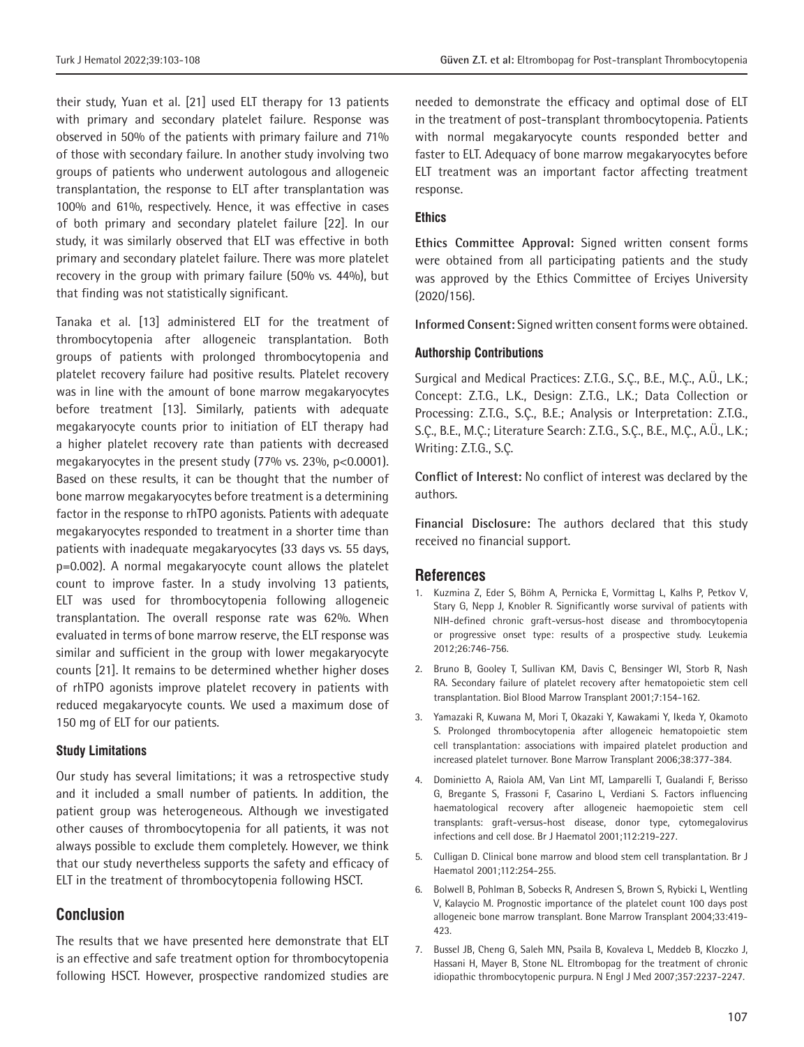their study, Yuan et al. [21] used ELT therapy for 13 patients with primary and secondary platelet failure. Response was observed in 50% of the patients with primary failure and 71% of those with secondary failure. In another study involving two groups of patients who underwent autologous and allogeneic transplantation, the response to ELT after transplantation was 100% and 61%, respectively. Hence, it was effective in cases of both primary and secondary platelet failure [22]. In our study, it was similarly observed that ELT was effective in both primary and secondary platelet failure. There was more platelet recovery in the group with primary failure (50% vs. 44%), but that finding was not statistically significant.

Tanaka et al. [13] administered ELT for the treatment of thrombocytopenia after allogeneic transplantation. Both groups of patients with prolonged thrombocytopenia and platelet recovery failure had positive results. Platelet recovery was in line with the amount of bone marrow megakaryocytes before treatment [13]. Similarly, patients with adequate megakaryocyte counts prior to initiation of ELT therapy had a higher platelet recovery rate than patients with decreased megakaryocytes in the present study (77% vs. 23%, $p<0.0001$). Based on these results, it can be thought that the number of bone marrow megakaryocytes before treatment is a determining factor in the response to rhTPO agonists. Patients with adequate megakaryocytes responded to treatment in a shorter time than patients with inadequate megakaryocytes (33 days vs. 55 days, $p=0.002$). A normal megakaryocyte count allows the platelet count to improve faster. In a study involving 13 patients, ELT was used for thrombocytopenia following allogeneic transplantation. The overall response rate was 62%. When evaluated in terms of bone marrow reserve, the ELT response was similar and sufficient in the group with lower megakaryocyte counts [21]. It remains to be determined whether higher doses of rhTPO agonists improve platelet recovery in patients with reduced megakaryocyte counts. We used a maximum dose of 150 mg of ELT for our patients.

### Study Limitations

Our study has several limitations; it was a retrospective study and it included a small number of patients. In addition, the patient group was heterogeneous. Although we investigated other causes of thrombocytopenia for all patients, it was not always possible to exclude them completely. However, we think that our study nevertheless supports the safety and efficacy of ELT in the treatment of thrombocytopenia following HSCT.

## Conclusion

The results that we have presented here demonstrate that ELT is an effective and safe treatment option for thrombocytopenia following HSCT. However, prospective randomized studies are needed to demonstrate the efficacy and optimal dose of ELT in the treatment of post-transplant thrombocytopenia. Patients with normal megakaryocyte counts responded better and faster to ELT. Adequacy of bone marrow megakaryocytes before ELT treatment was an important factor affecting treatment response.

### Ethics

**Ethics Committee Approval:** Signed written consent forms were obtained from all participating patients and the study was approved by the Ethics Committee of Erciyes University (2020/156).

**Informed Consent:** Signed written consent forms were obtained.

### Authorship Contributions

Surgical and Medical Practices: Z.T.G., S.Ç., B.E., M.Ç., A.Ü., L.K.; Concept: Z.T.G., L.K., Design: Z.T.G., L.K.; Data Collection or Processing: Z.T.G., S.Ç., B.E.; Analysis or Interpretation: Z.T.G., S.Ç., B.E., M.Ç.; Literature Search: Z.T.G., S.Ç., B.E., M.Ç., A.Ü., L.K.; Writing: Z.T.G., S.Ç.

**Conflict of Interest:** No conflict of interest was declared by the authors.

**Financial Disclosure:** The authors declared that this study received no financial support.

## References

1. Kuzmina Z, Eder S, Böhm A, Pernicka E, Vormittag L, Kalhs P, Petkov V, Stary G, Nepp J, Knobler R. Significantly worse survival of patients with NIH-defined chronic graft-versus-host disease and thrombocytopenia or progressive onset type: results of a prospective study. Leukemia 2012;26:746-756.
2. Bruno B, Gooley T, Sullivan KM, Davis C, Bensinger WI, Storb R, Nash RA. Secondary failure of platelet recovery after hematopoietic stem cell transplantation. Biol Blood Marrow Transplant 2001;7:154-162.
3. Yamazaki R, Kuwana M, Mori T, Okazaki Y, Kawakami Y, Ikeda Y, Okamoto S. Prolonged thrombocytopenia after allogeneic hematopoietic stem cell transplantation: associations with impaired platelet production and increased platelet turnover. Bone Marrow Transplant 2006;38:377-384.
4. Dominietto A, Raiola AM, Van Lint MT, Lamparelli T, Gualandi F, Berisso G, Bregante S, Frassoni F, Casarino L, Verdiani S. Factors influencing haematological recovery after allogeneic haemopoietic stem cell transplants: graft-versus-host disease, donor type, cytomegalovirus infections and cell dose. Br J Haematol 2001;112:219-227.
5. Culligan D. Clinical bone marrow and blood stem cell transplantation. Br J Haematol 2001;112:254-255.
6. Bolwell B, Pohlman B, Sobecks R, Andresen S, Brown S, Rybicki L, Wentling V, Kalaycio M. Prognostic importance of the platelet count 100 days post allogeneic bone marrow transplant. Bone Marrow Transplant 2004;33:419-423.
7. Bussel JB, Cheng G, Saleh MN, Psaila B, Kovaleva L, Meddeb B, Kloczko J, Hassani H, Mayer B, Stone NL. Eltrombopag for the treatment of chronic idiopathic thrombocytopenic purpura. N Engl J Med 2007;357:2237-2247.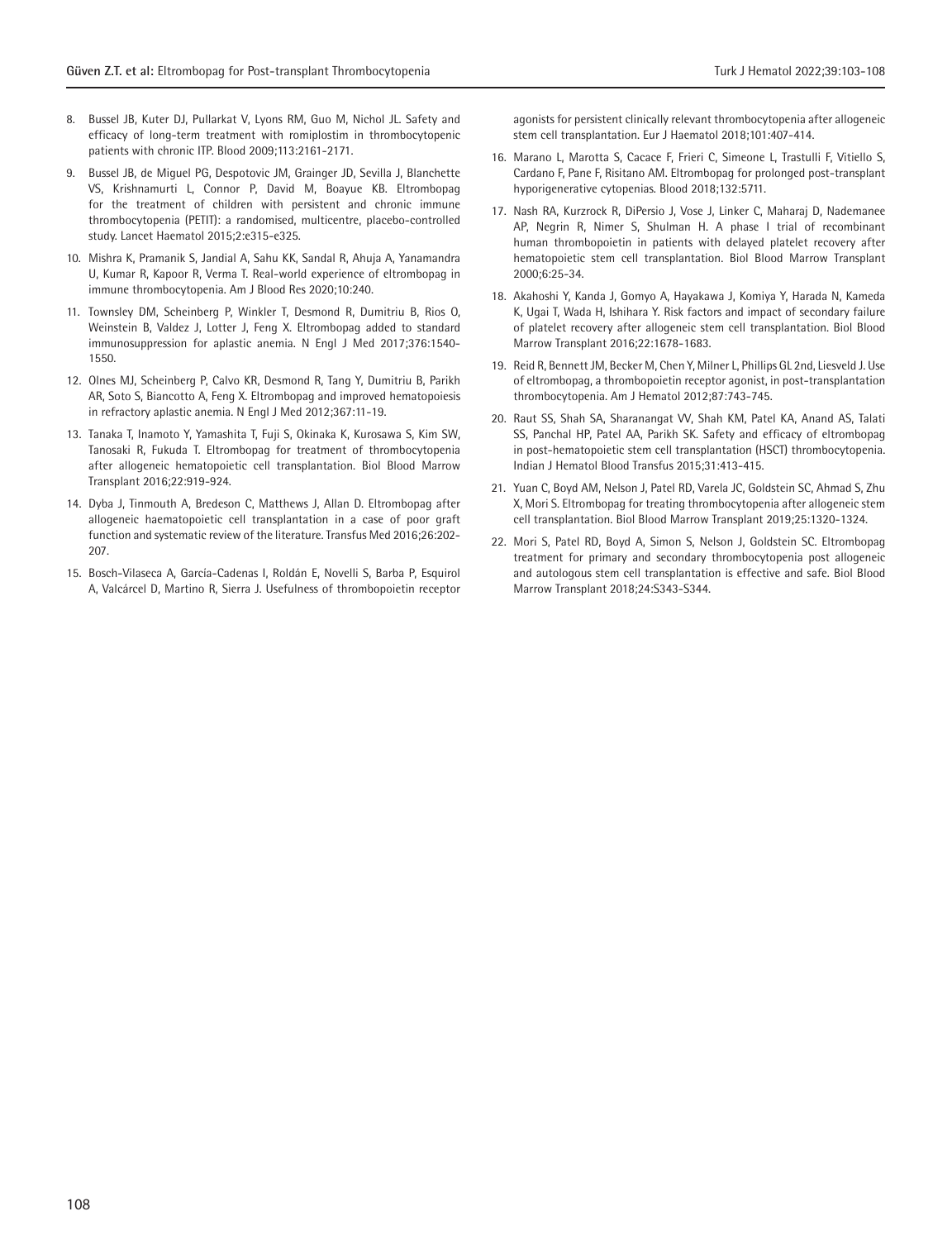8. Bussel JB, Kuter DJ, Pullarkat V, Lyons RM, Guo M, Nichol JL. Safety and efficacy of long-term treatment with romiplostim in thrombocytopenic patients with chronic ITP. Blood 2009;113:2161-2171.

9. Bussel JB, de Miguel PG, Despotovic JM, Grainger JD, Sevilla J, Blanchette VS, Krishnamurti L, Connor P, David M, Boayue KB. Eltrombopag for the treatment of children with persistent and chronic immune thrombocytopenia (PETIT): a randomised, multicentre, placebo-controlled study. Lancet Haematol 2015;2:e315-e325.

10. Mishra K, Pramanik S, Jandial A, Sahu KK, Sandal R, Ahuja A, Yanamandra U, Kumar R, Kapoor R, Verma T. Real-world experience of eltrombopag in immune thrombocytopenia. Am J Blood Res 2020;10:240.

11. Townsley DM, Scheinberg P, Winkler T, Desmond R, Dumitriu B, Rios O, Weinstein B, Valdez J, Lotter J, Feng X. Eltrombopag added to standard immunosuppression for aplastic anemia. N Engl J Med 2017;376:1540-1550.

12. Olnes MJ, Scheinberg P, Calvo KR, Desmond R, Tang Y, Dumitriu B, Parikh AR, Soto S, Biancotto A, Feng X. Eltrombopag and improved hematopoiesis in refractory aplastic anemia. N Engl J Med 2012;367:11-19.

13. Tanaka T, Inamoto Y, Yamashita T, Fuji S, Okinaka K, Kurosawa S, Kim SW, Tanosaki R, Fukuda T. Eltrombopag for treatment of thrombocytopenia after allogeneic hematopoietic cell transplantation. Biol Blood Marrow Transplant 2016;22:919-924.

14. Dyba J, Tinmouth A, Bredeson C, Matthews J, Allan D. Eltrombopag after allogeneic haematopoietic cell transplantation in a case of poor graft function and systematic review of the literature. Transfus Med 2016;26:202-207.

15. Bosch-Vilaseca A, García-Cadenas I, Roldán E, Novelli S, Barba P, Esquirol A, Valcárcel D, Martino R, Sierra J. Usefulness of thrombopoietin receptor agonists for persistent clinically relevant thrombocytopenia after allogeneic stem cell transplantation. Eur J Haematol 2018;101:407-414.

16. Marano L, Marotta S, Cacace F, Frieri C, Simeone L, Trastulli F, Vitiello S, Cardano F, Pane F, Risitano AM. Eltrombopag for prolonged post-transplant hyporigenerative cytopenias. Blood 2018;132:5711.

17. Nash RA, Kurzrock R, DiPersio J, Vose J, Linker C, Maharaj D, Nademanee AP, Negrin R, Nimer S, Shulman H. A phase I trial of recombinant human thrombopoietin in patients with delayed platelet recovery after hematopoietic stem cell transplantation. Biol Blood Marrow Transplant 2000;6:25-34.

18. Akahoshi Y, Kanda J, Gomyo A, Hayakawa J, Komiya Y, Harada N, Kameda K, Ugai T, Wada H, Ishihara Y. Risk factors and impact of secondary failure of platelet recovery after allogeneic stem cell transplantation. Biol Blood Marrow Transplant 2016;22:1678-1683.

19. Reid R, Bennett JM, Becker M, Chen Y, Milner L, Phillips GL 2nd, Liesveld J. Use of eltrombopag, a thrombopoietin receptor agonist, in post-transplantation thrombocytopenia. Am J Hematol 2012;87:743-745.

20. Raut SS, Shah SA, Sharanangat VV, Shah KM, Patel KA, Anand AS, Talati SS, Panchal HP, Patel AA, Parikh SK. Safety and efficacy of eltrombopag in post-hematopoietic stem cell transplantation (HSCT) thrombocytopenia. Indian J Hematol Blood Transfus 2015;31:413-415.

21. Yuan C, Boyd AM, Nelson J, Patel RD, Varela JC, Goldstein SC, Ahmad S, Zhu X, Mori S. Eltrombopag for treating thrombocytopenia after allogeneic stem cell transplantation. Biol Blood Marrow Transplant 2019;25:1320-1324.

22. Mori S, Patel RD, Boyd A, Simon S, Nelson J, Goldstein SC. Eltrombopag treatment for primary and secondary thrombocytopenia post allogeneic and autologous stem cell transplantation is effective and safe. Biol Blood Marrow Transplant 2018;24:S343-S344.